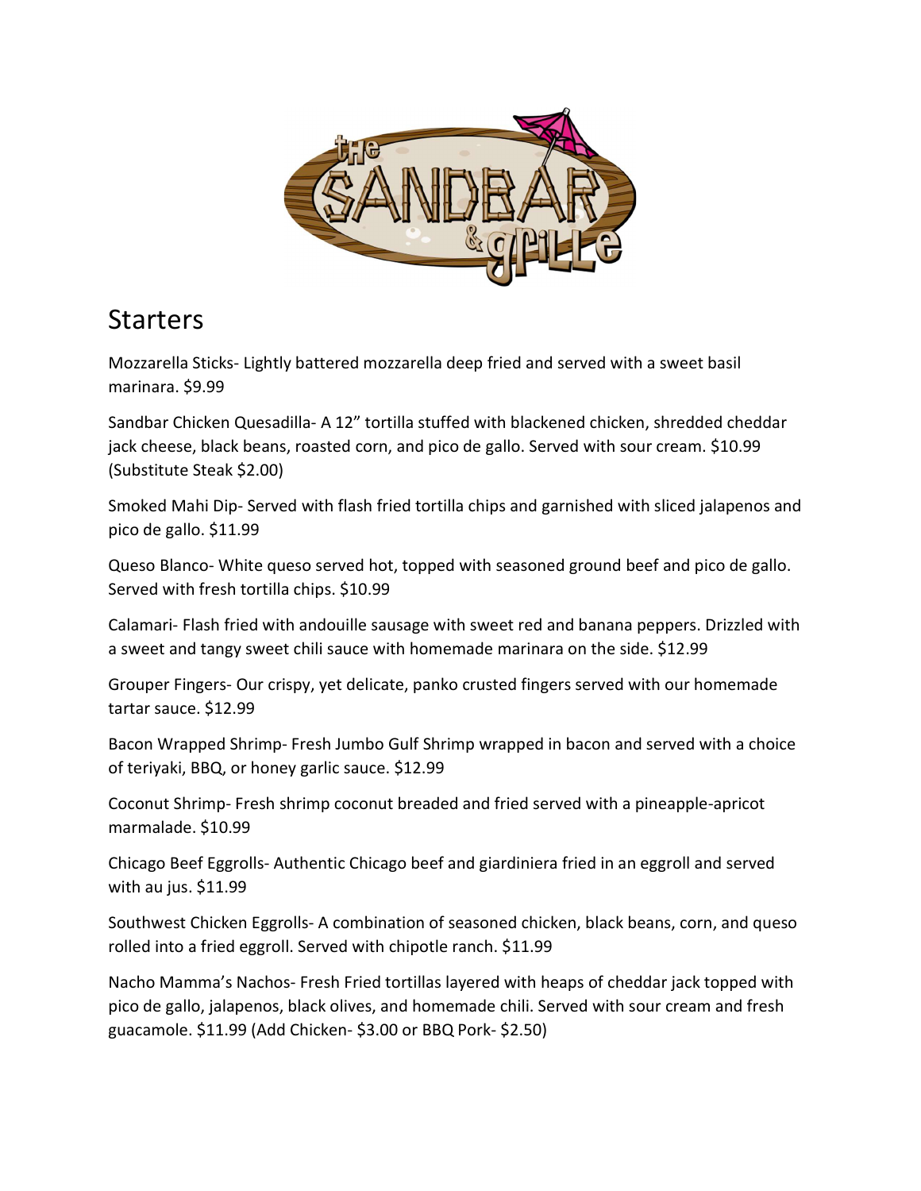# The Sandbar & Grille

## Starters

Mozzarella Sticks- Lightly battered mozzarella deep fried and served with a sweet basil marinara. $9.99

Sandbar Chicken Quesadilla- A 12" tortilla stuffed with blackened chicken, shredded cheddar jack cheese, black beans, roasted corn, and pico de gallo. Served with sour cream. $10.99 (Substitute Steak $2.00)

Smoked Mahi Dip- Served with flash fried tortilla chips and garnished with sliced jalapenos and pico de gallo. $11.99

Queso Blanco- White queso served hot, topped with seasoned ground beef and pico de gallo. Served with fresh tortilla chips. $10.99

Calamari- Flash fried with andouille sausage with sweet red and banana peppers. Drizzled with a sweet and tangy sweet chili sauce with homemade marinara on the side. $12.99

Grouper Fingers- Our crispy, yet delicate, panko crusted fingers served with our homemade tartar sauce. $12.99

Bacon Wrapped Shrimp- Fresh Jumbo Gulf Shrimp wrapped in bacon and served with a choice of teriyaki, BBQ, or honey garlic sauce. $12.99

Coconut Shrimp- Fresh shrimp coconut breaded and fried served with a pineapple-apricot marmalade. $10.99

Chicago Beef Eggrolls- Authentic Chicago beef and giardiniera fried in an eggroll and served with au jus. $11.99

Southwest Chicken Eggrolls- A combination of seasoned chicken, black beans, corn, and queso rolled into a fried eggroll. Served with chipotle ranch. $11.99

Nacho Mamma's Nachos- Fresh Fried tortillas layered with heaps of cheddar jack topped with pico de gallo, jalapenos, black olives, and homemade chili. Served with sour cream and fresh guacamole. $11.99 (Add Chicken- $3.00 or BBQ Pork- $2.50)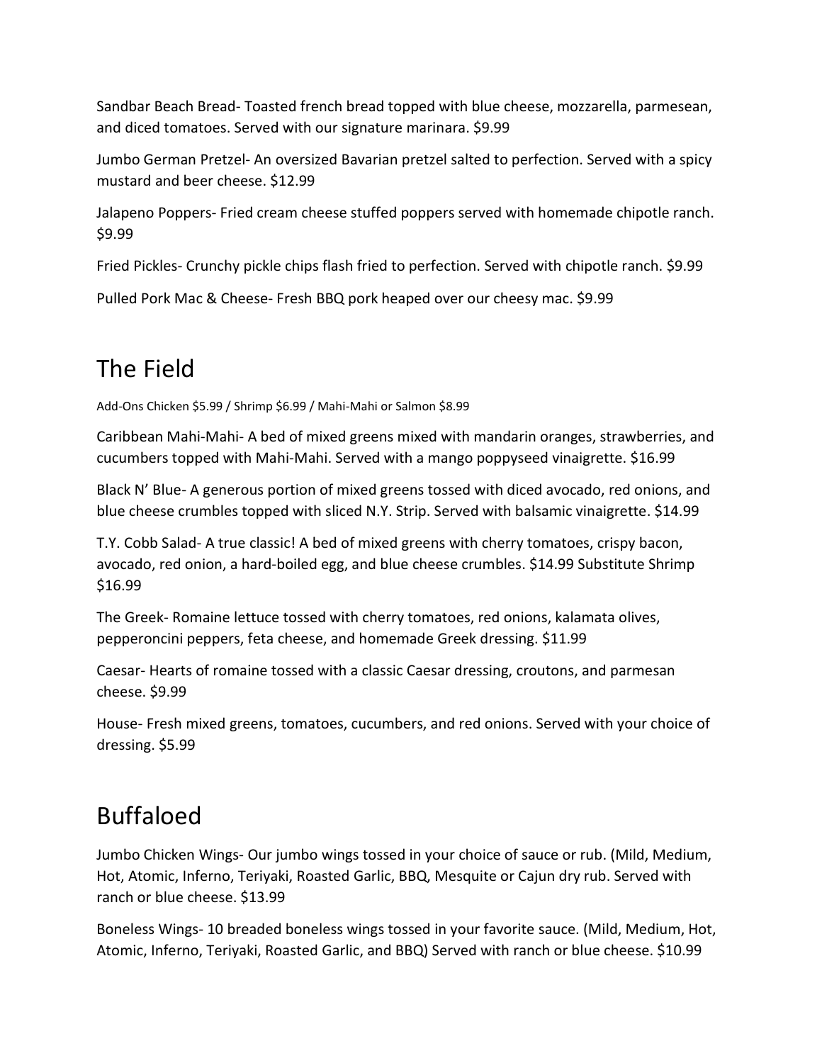Sandbar Beach Bread- Toasted french bread topped with blue cheese, mozzarella, parmesean, and diced tomatoes. Served with our signature marinara. $9.99

Jumbo German Pretzel- An oversized Bavarian pretzel salted to perfection. Served with a spicy mustard and beer cheese. $12.99

Jalapeno Poppers- Fried cream cheese stuffed poppers served with homemade chipotle ranch. $9.99

Fried Pickles- Crunchy pickle chips flash fried to perfection. Served with chipotle ranch. $9.99

Pulled Pork Mac & Cheese- Fresh BBQ pork heaped over our cheesy mac. $9.99

# The Field

Add-Ons Chicken $5.99 / Shrimp $6.99 / Mahi-Mahi or Salmon $8.99

Caribbean Mahi-Mahi- A bed of mixed greens mixed with mandarin oranges, strawberries, and cucumbers topped with Mahi-Mahi. Served with a mango poppyseed vinaigrette. $16.99

Black N' Blue- A generous portion of mixed greens tossed with diced avocado, red onions, and blue cheese crumbles topped with sliced N.Y. Strip. Served with balsamic vinaigrette. $14.99

T.Y. Cobb Salad- A true classic! A bed of mixed greens with cherry tomatoes, crispy bacon, avocado, red onion, a hard-boiled egg, and blue cheese crumbles. $14.99 Substitute Shrimp $16.99

The Greek- Romaine lettuce tossed with cherry tomatoes, red onions, kalamata olives, pepperoncini peppers, feta cheese, and homemade Greek dressing. $11.99

Caesar- Hearts of romaine tossed with a classic Caesar dressing, croutons, and parmesan cheese. $9.99

House- Fresh mixed greens, tomatoes, cucumbers, and red onions. Served with your choice of dressing. $5.99

# Buffaloed

Jumbo Chicken Wings- Our jumbo wings tossed in your choice of sauce or rub. (Mild, Medium, Hot, Atomic, Inferno, Teriyaki, Roasted Garlic, BBQ, Mesquite or Cajun dry rub. Served with ranch or blue cheese. $13.99

Boneless Wings- 10 breaded boneless wings tossed in your favorite sauce. (Mild, Medium, Hot, Atomic, Inferno, Teriyaki, Roasted Garlic, and BBQ) Served with ranch or blue cheese. $10.99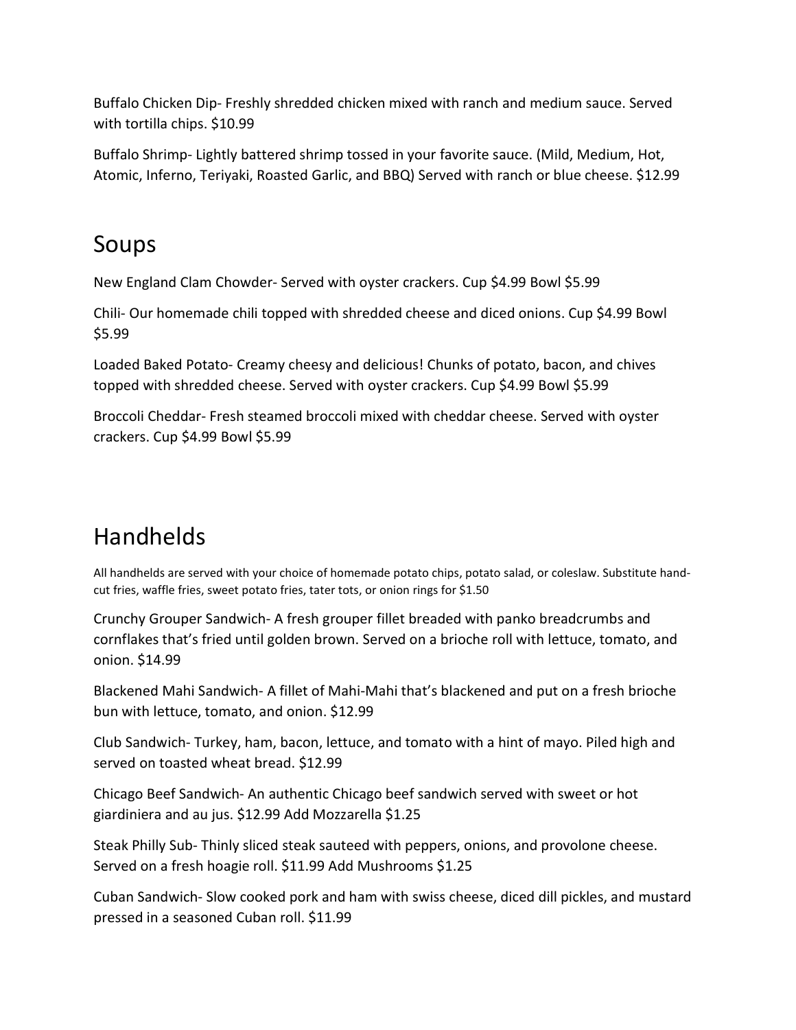Buffalo Chicken Dip- Freshly shredded chicken mixed with ranch and medium sauce. Served with tortilla chips. $10.99

Buffalo Shrimp- Lightly battered shrimp tossed in your favorite sauce. (Mild, Medium, Hot, Atomic, Inferno, Teriyaki, Roasted Garlic, and BBQ) Served with ranch or blue cheese. $12.99

# Soups

New England Clam Chowder- Served with oyster crackers. Cup $4.99 Bowl $5.99

Chili- Our homemade chili topped with shredded cheese and diced onions. Cup $4.99 Bowl $5.99

Loaded Baked Potato- Creamy cheesy and delicious! Chunks of potato, bacon, and chives topped with shredded cheese. Served with oyster crackers. Cup $4.99 Bowl $5.99

Broccoli Cheddar- Fresh steamed broccoli mixed with cheddar cheese. Served with oyster crackers. Cup $4.99 Bowl $5.99

# Handhelds

All handhelds are served with your choice of homemade potato chips, potato salad, or coleslaw. Substitute hand-cut fries, waffle fries, sweet potato fries, tater tots, or onion rings for $1.50

Crunchy Grouper Sandwich- A fresh grouper fillet breaded with panko breadcrumbs and cornflakes that's fried until golden brown. Served on a brioche roll with lettuce, tomato, and onion. $14.99

Blackened Mahi Sandwich- A fillet of Mahi-Mahi that's blackened and put on a fresh brioche bun with lettuce, tomato, and onion. $12.99

Club Sandwich- Turkey, ham, bacon, lettuce, and tomato with a hint of mayo. Piled high and served on toasted wheat bread. $12.99

Chicago Beef Sandwich- An authentic Chicago beef sandwich served with sweet or hot giardiniera and au jus. $12.99 Add Mozzarella $1.25

Steak Philly Sub- Thinly sliced steak sauteed with peppers, onions, and provolone cheese. Served on a fresh hoagie roll. $11.99 Add Mushrooms $1.25

Cuban Sandwich- Slow cooked pork and ham with swiss cheese, diced dill pickles, and mustard pressed in a seasoned Cuban roll. $11.99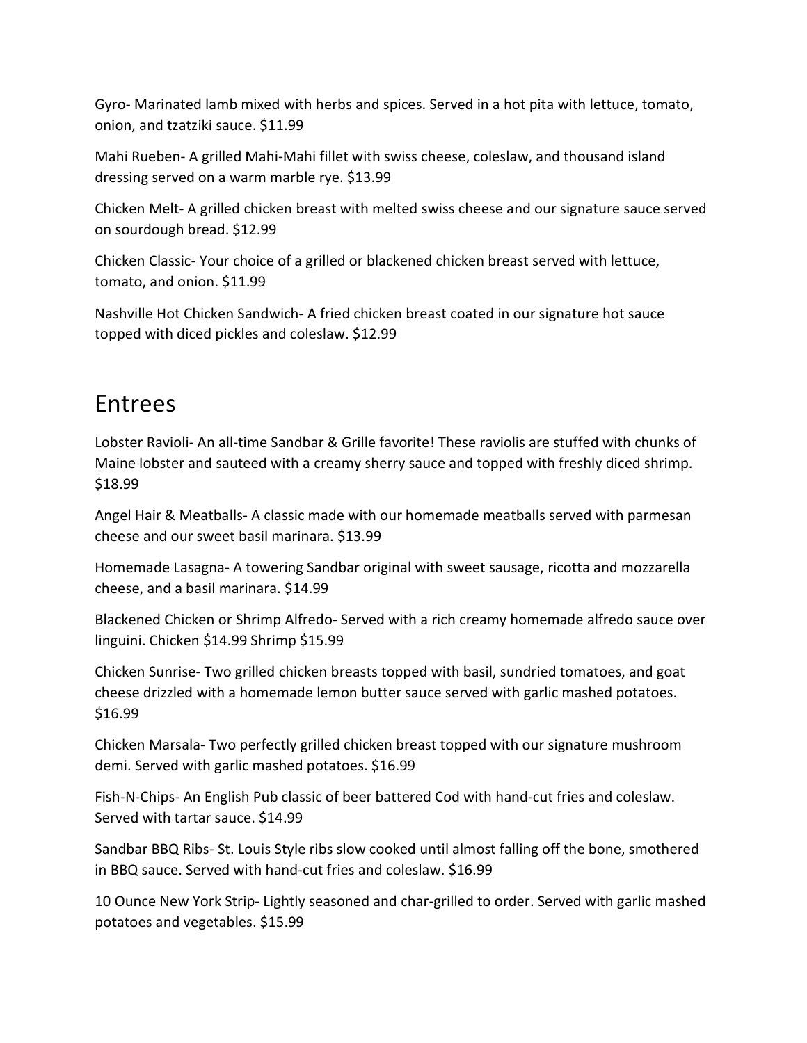Gyro- Marinated lamb mixed with herbs and spices. Served in a hot pita with lettuce, tomato, onion, and tzatziki sauce. $11.99

Mahi Rueben- A grilled Mahi-Mahi fillet with swiss cheese, coleslaw, and thousand island dressing served on a warm marble rye. $13.99

Chicken Melt- A grilled chicken breast with melted swiss cheese and our signature sauce served on sourdough bread. $12.99

Chicken Classic- Your choice of a grilled or blackened chicken breast served with lettuce, tomato, and onion. $11.99

Nashville Hot Chicken Sandwich- A fried chicken breast coated in our signature hot sauce topped with diced pickles and coleslaw. $12.99

# Entrees

Lobster Ravioli- An all-time Sandbar & Grille favorite! These raviolis are stuffed with chunks of Maine lobster and sauteed with a creamy sherry sauce and topped with freshly diced shrimp. $18.99

Angel Hair & Meatballs- A classic made with our homemade meatballs served with parmesan cheese and our sweet basil marinara. $13.99

Homemade Lasagna- A towering Sandbar original with sweet sausage, ricotta and mozzarella cheese, and a basil marinara. $14.99

Blackened Chicken or Shrimp Alfredo- Served with a rich creamy homemade alfredo sauce over linguini. Chicken $14.99 Shrimp $15.99

Chicken Sunrise- Two grilled chicken breasts topped with basil, sundried tomatoes, and goat cheese drizzled with a homemade lemon butter sauce served with garlic mashed potatoes. $16.99

Chicken Marsala- Two perfectly grilled chicken breast topped with our signature mushroom demi. Served with garlic mashed potatoes. $16.99

Fish-N-Chips- An English Pub classic of beer battered Cod with hand-cut fries and coleslaw. Served with tartar sauce. $14.99

Sandbar BBQ Ribs- St. Louis Style ribs slow cooked until almost falling off the bone, smothered in BBQ sauce. Served with hand-cut fries and coleslaw. $16.99

10 Ounce New York Strip- Lightly seasoned and char-grilled to order. Served with garlic mashed potatoes and vegetables. $15.99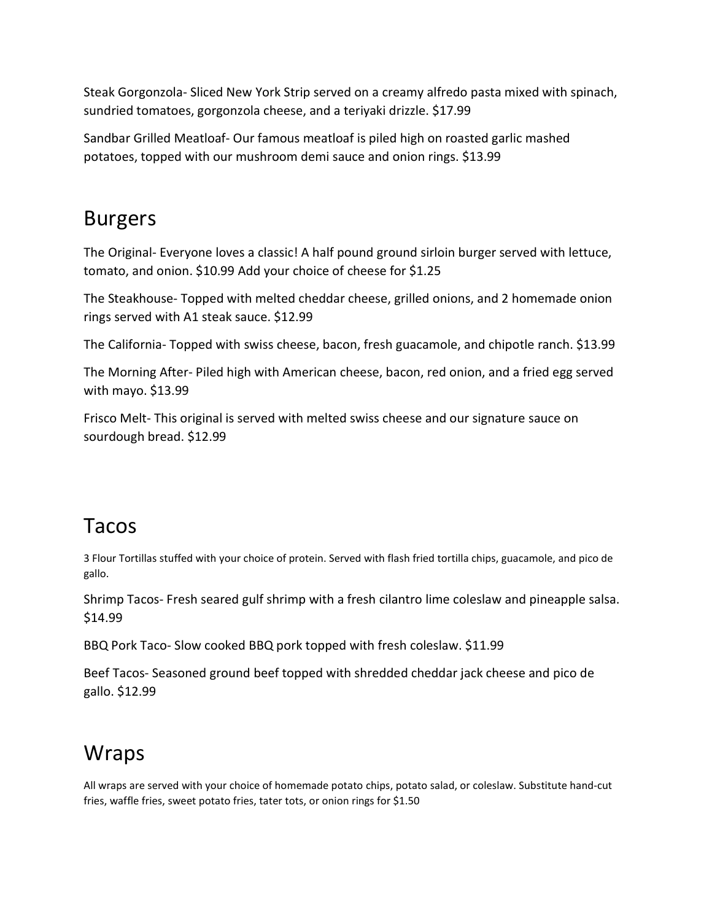Steak Gorgonzola- Sliced New York Strip served on a creamy alfredo pasta mixed with spinach, sundried tomatoes, gorgonzola cheese, and a teriyaki drizzle. $17.99

Sandbar Grilled Meatloaf- Our famous meatloaf is piled high on roasted garlic mashed potatoes, topped with our mushroom demi sauce and onion rings. $13.99

# Burgers

The Original- Everyone loves a classic! A half pound ground sirloin burger served with lettuce, tomato, and onion. $10.99 Add your choice of cheese for $1.25

The Steakhouse- Topped with melted cheddar cheese, grilled onions, and 2 homemade onion rings served with A1 steak sauce. $12.99

The California- Topped with swiss cheese, bacon, fresh guacamole, and chipotle ranch. $13.99

The Morning After- Piled high with American cheese, bacon, red onion, and a fried egg served with mayo. $13.99

Frisco Melt- This original is served with melted swiss cheese and our signature sauce on sourdough bread. $12.99

# Tacos

3 Flour Tortillas stuffed with your choice of protein. Served with flash fried tortilla chips, guacamole, and pico de gallo.

Shrimp Tacos- Fresh seared gulf shrimp with a fresh cilantro lime coleslaw and pineapple salsa. $14.99

BBQ Pork Taco- Slow cooked BBQ pork topped with fresh coleslaw. $11.99

Beef Tacos- Seasoned ground beef topped with shredded cheddar jack cheese and pico de gallo. $12.99

# Wraps

All wraps are served with your choice of homemade potato chips, potato salad, or coleslaw. Substitute hand-cut fries, waffle fries, sweet potato fries, tater tots, or onion rings for $1.50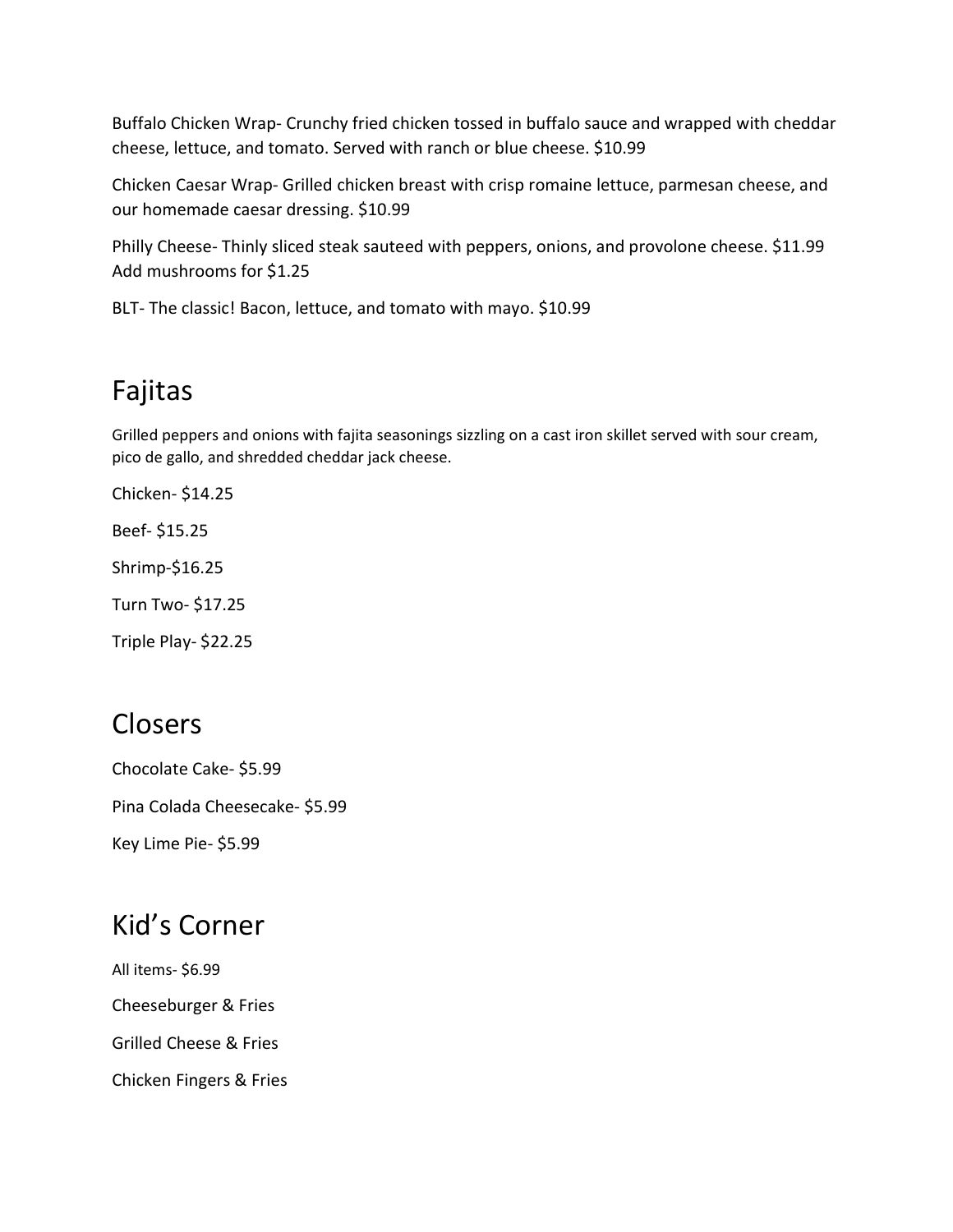Buffalo Chicken Wrap- Crunchy fried chicken tossed in buffalo sauce and wrapped with cheddar cheese, lettuce, and tomato. Served with ranch or blue cheese. $10.99

Chicken Caesar Wrap- Grilled chicken breast with crisp romaine lettuce, parmesan cheese, and our homemade caesar dressing. $10.99

Philly Cheese- Thinly sliced steak sauteed with peppers, onions, and provolone cheese. $11.99 Add mushrooms for $1.25

BLT- The classic! Bacon, lettuce, and tomato with mayo. $10.99

# Fajitas

Grilled peppers and onions with fajita seasonings sizzling on a cast iron skillet served with sour cream, pico de gallo, and shredded cheddar jack cheese.

Chicken- $14.25

Beef- $15.25

Shrimp-$16.25

Turn Two- $17.25

Triple Play- $22.25

# Closers

Chocolate Cake- $5.99

Pina Colada Cheesecake- $5.99

Key Lime Pie- $5.99

# Kid's Corner

All items- $6.99

Cheeseburger & Fries

Grilled Cheese & Fries

Chicken Fingers & Fries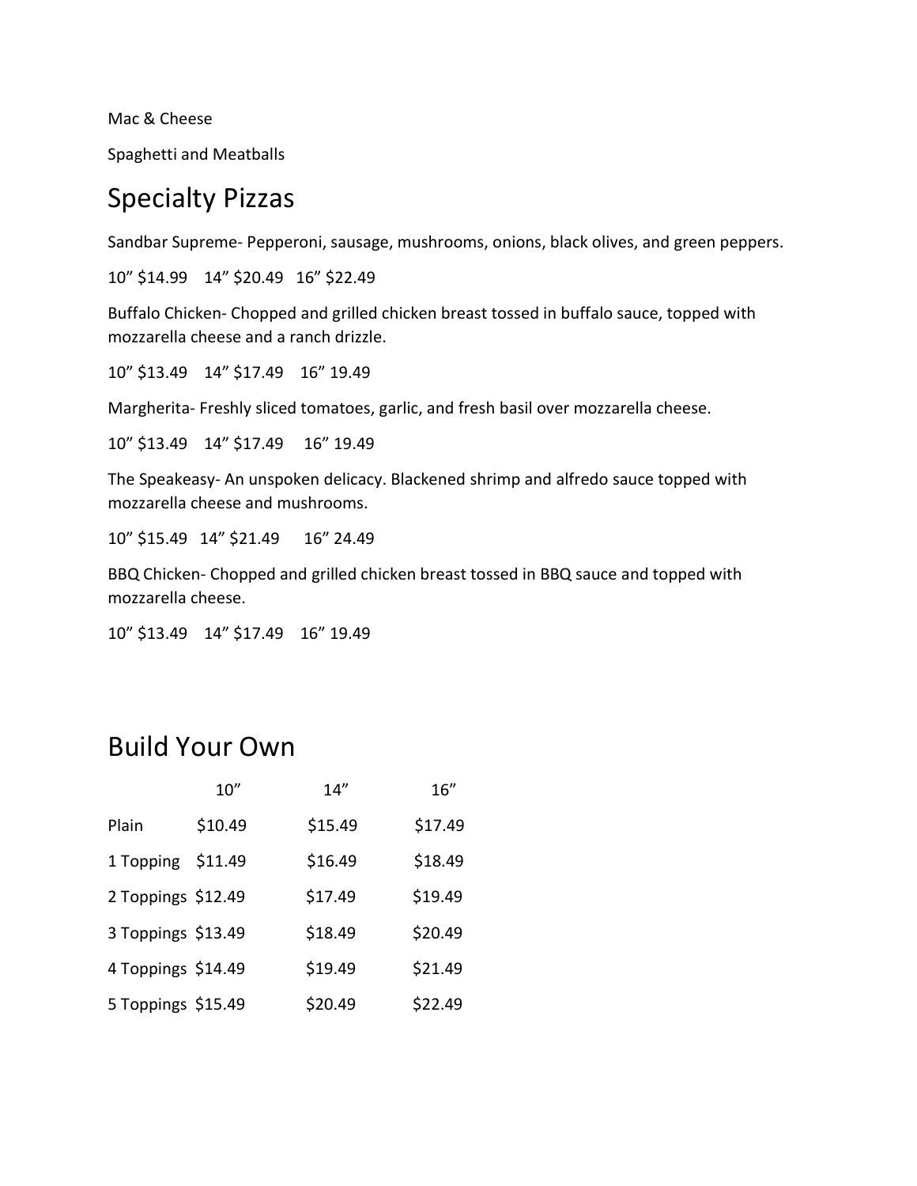Mac & Cheese

Spaghetti and Meatballs

## Specialty Pizzas

Sandbar Supreme- Pepperoni, sausage, mushrooms, onions, black olives, and green peppers.

10" $14.99 14" $20.49 16" $22.49

Buffalo Chicken- Chopped and grilled chicken breast tossed in buffalo sauce, topped with mozzarella cheese and a ranch drizzle.

10" $13.49 14" $17.49 16" 19.49

Margherita- Freshly sliced tomatoes, garlic, and fresh basil over mozzarella cheese.

10" $13.49 14" $17.49 16" 19.49

The Speakeasy- An unspoken delicacy. Blackened shrimp and alfredo sauce topped with mozzarella cheese and mushrooms.

10" $15.49 14" $21.49 16" 24.49

BBQ Chicken- Chopped and grilled chicken breast tossed in BBQ sauce and topped with mozzarella cheese.

10" $13.49 14" $17.49 16" 19.49

## Build Your Own

| | 10" | 14" | 16" |
|---|---|---|---|
| Plain | $10.49 | $15.49 | $17.49 |
| 1 Topping | $11.49 | $16.49 | $18.49 |
| 2 Toppings | $12.49 | $17.49 | $19.49 |
| 3 Toppings | $13.49 | $18.49 | $20.49 |
| 4 Toppings | $14.49 | $19.49 | $21.49 |
| 5 Toppings | $15.49 | $20.49 | $22.49 |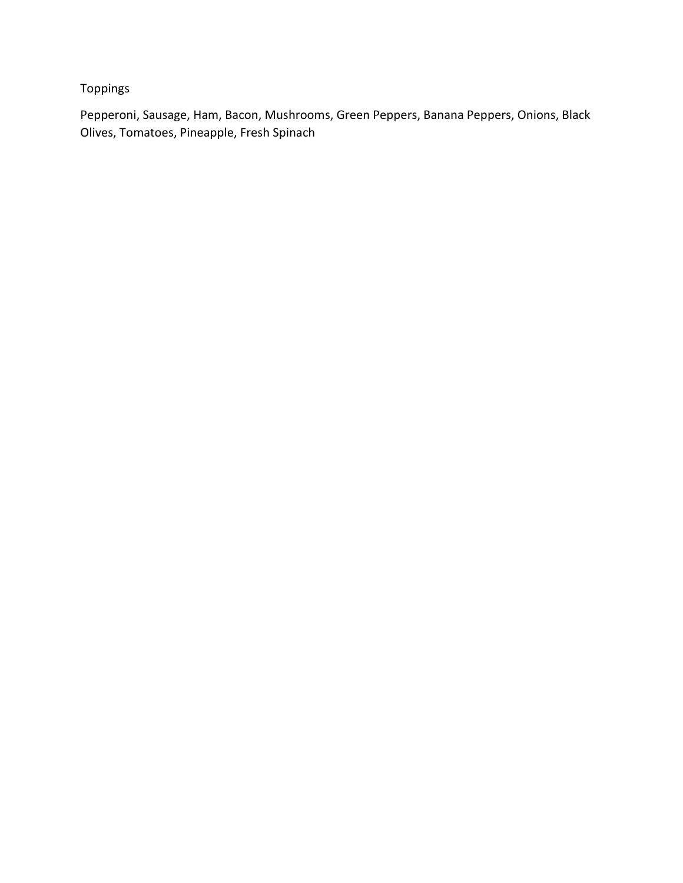Toppings

Pepperoni, Sausage, Ham, Bacon, Mushrooms, Green Peppers, Banana Peppers, Onions, Black Olives, Tomatoes, Pineapple, Fresh Spinach